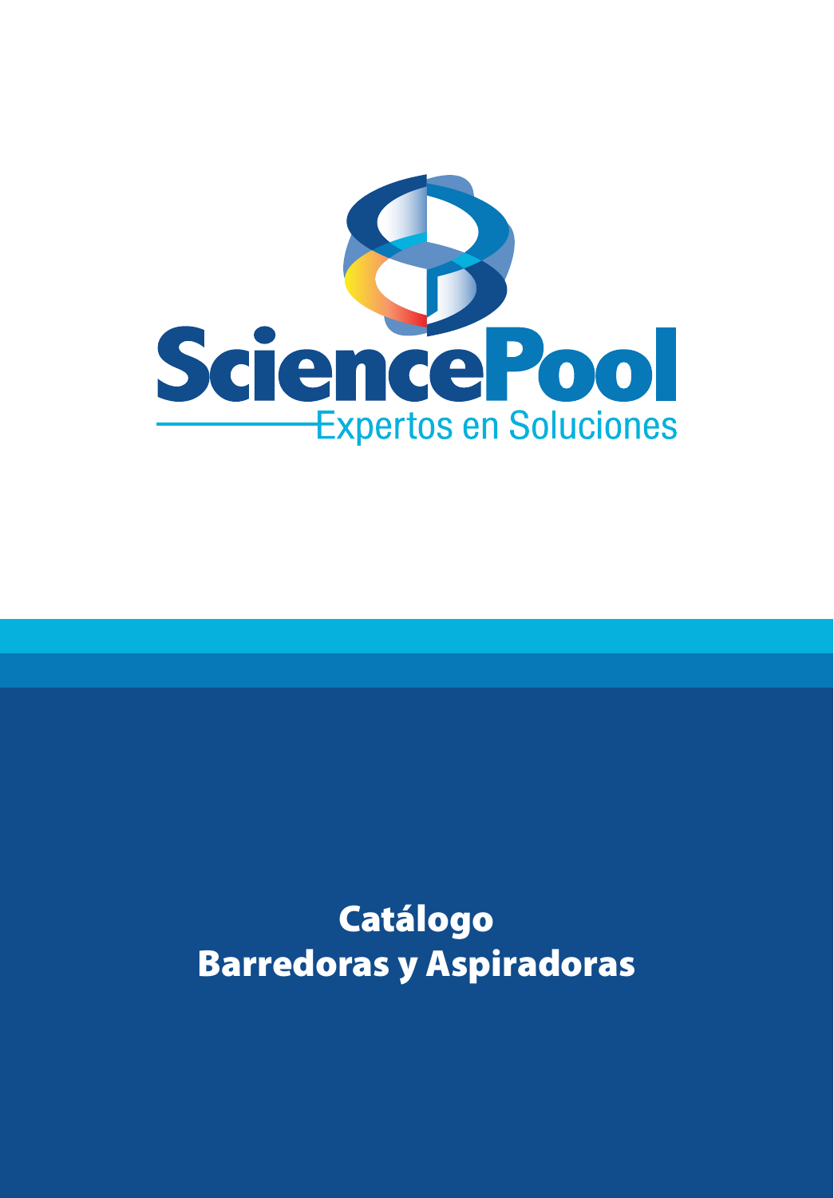# SciencePool

Expertos en Soluciones

## Catálogo
## Barredoras y Aspiradoras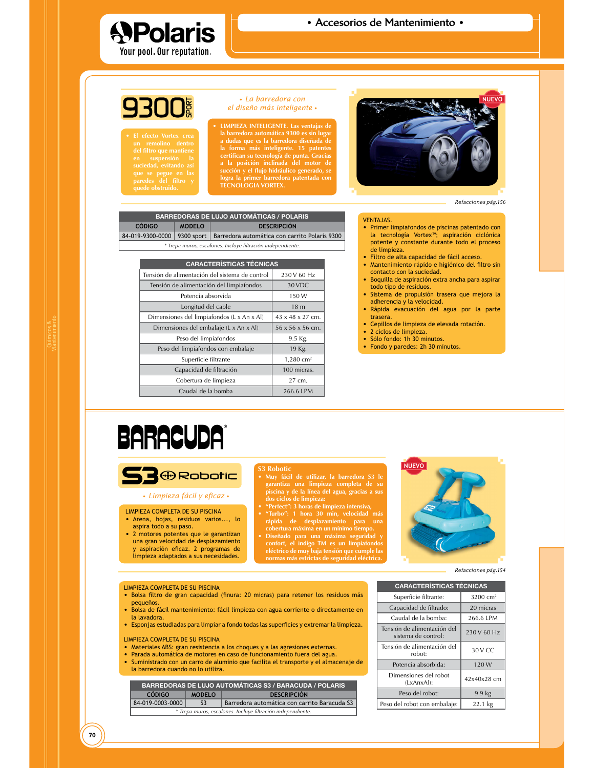# 9300 SPORT

*• La barredora con el diseño más inteligente •*

- El efecto Vortex crea un remolino dentro del filtro que mantiene en suspensión la suciedad, evitando así que se pegue en las paredes del filtro y quede obstruido.

- **LIMPIEZA INTELIGENTE. Las ventajas de la barredora automática 9300 es sin lugar a dudas que es la barredora diseñada de la forma más inteligente. 15 patentes certifican su tecnología de punta. Gracias a la posición inclinada del motor de succión y el flujo hidráulico generado, se logra la primer barredora patentada con TECNOLOGIA VORTEX.**

NUEVO

*Refacciones pág.156*

| BARREDORAS DE LUJO AUTOMÁTICAS / POLARIS | | |
|---|---|---|
| **CÓDIGO** | **MODELO** | **DESCRIPCIÓN** |
| 84-019-9300-0000 | 9300 sport | Barredora automática con carrito Polaris 9300 |
| *\* Trepa muros, escalones. Incluye filtración independiente.* | | |

| CARACTERÍSTICAS TÉCNICAS | |
|---|---|
| Tensión de alimentación del sistema de control | 230 V 60 Hz |
| Tensión de alimentación del limpiafondos | 30 VDC |
| Potencia absorvida | 150 W |
| Longitud del cable | 18 m |
| Dimensiones del limpiafondos (L x An x Al) | 43 x 48 x 27 cm. |
| Dimensiones del embalaje (L x An x Al) | 56 x 56 x 56 cm. |
| Peso del limpiafondos | 9.5 Kg. |
| Peso del limpiafondos con embalaje | 19 Kg. |
| Superficie filtrante | 1,280 cm² |
| Capacidad de filtración | 100 micras. |
| Cobertura de limpieza | 27 cm. |
| Caudal de la bomba | 266.6 LPM |

VENTAJAS.
- Primer limpiafondos de piscinas patentado con la tecnología Vortex™; aspiración ciclónica potente y constante durante todo el proceso de limpieza.
- Filtro de alta capacidad de fácil acceso.
- Mantenimiento rápido e higiénico del filtro sin contacto con la suciedad.
- Boquilla de aspiración extra ancha para aspirar todo tipo de residuos.
- Sistema de propulsión trasera que mejora la adherencia y la velocidad.
- Rápida evacuación del agua por la parte trasera.
- Cepillos de limpieza de elevada rotación.
- 2 ciclos de limpieza.
- Sólo fondo: 1h 30 minutos.
- Fondo y paredes: 2h 30 minutos.

# BARACUDA®

## S3 Robotic

*• Limpieza fácil y eficaz •*

LIMPIEZA COMPLETA DE SU PISCINA
- Arena, hojas, residuos varios..., lo aspira todo a su paso.
- 2 motores potentes que le garantizan una gran velocidad de desplazamiento y aspiración eficaz. 2 programas de limpieza adaptados a sus necesidades.

**S3 Robotic**
- **Muy fácil de utilizar, la barredora S3 le garantiza una limpieza completa de su piscina y de la línea del agua, gracias a sus dos ciclos de limpieza:**
- **"Perfect": 3 horas de limpieza intensiva,**
- **"Turbo": 1 hora 30 min, velocidad más rápida de desplazamiento para una cobertura máxima en un mínimo tiempo.**
- **Diseñado para una máxima seguridad y confort, el indigo TM es un limpiafondos eléctrico de muy baja tensión que cumple las normas más estrictas de seguridad eléctrica.**

NUEVO

*Refacciones pág.154*

LIMPIEZA COMPLETA DE SU PISCINA
- Bolsa filtro de gran capacidad (finura: 20 micras) para retener los residuos más pequeños.
- Bolsa de fácil mantenimiento: fácil limpieza con agua corriente o directamente en la lavadora.
- Esponjas estudiadas para limpiar a fondo todas las superficies y extremar la limpieza.

LIMPIEZA COMPLETA DE SU PISCINA
- Materiales ABS: gran resistencia a los choques y a las agresiones externas.
- Parada automática de motores en caso de funcionamiento fuera del agua.
- Suministrado con un carro de aluminio que facilita el transporte y el almacenaje de la barredora cuando no lo utiliza.

| BARREDORAS DE LUJO AUTOMÁTICAS S3 / BARACUDA / POLARIS | | |
|---|---|---|
| **CÓDIGO** | **MODELO** | **DESCRIPCIÓN** |
| 84-019-0003-0000 | S3 | Barredora automática con carrito Baracuda S3 |
| *\* Trepa muros, escalones. Incluye filtración independiente.* | | |

| CARACTERÍSTICAS TÉCNICAS | |
|---|---|
| Superficie filtrante: | 3200 cm² |
| Capacidad de filtrado: | 20 micras |
| Caudal de la bomba: | 266.6 LPM |
| Tensión de alimentación del sistema de control: | 230 V 60 Hz |
| Tensión de alimentación del robot: | 30 V CC |
| Potencia absorbida: | 120 W |
| Dimensiones del robot (LxAnxAl): | 42x40x28 cm |
| Peso del robot: | 9.9 kg |
| Peso del robot con embalaje: | 22.1 kg |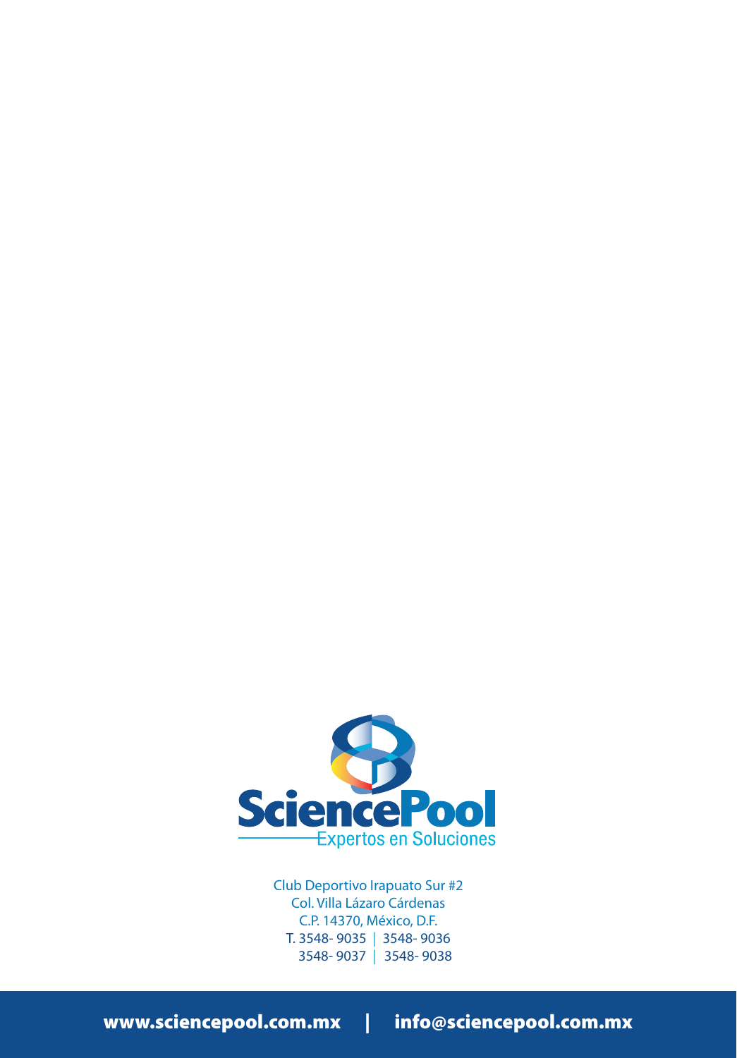Science Pool

Expertos en Soluciones

Club Deportivo Irapuato Sur #2
Col. Villa Lázaro Cárdenas
C.P. 14370, México, D.F.
T. 3548- 9035 | 3548- 9036
3548- 9037 | 3548- 9038

**www.sciencepool.com.mx | info@sciencepool.com.mx**